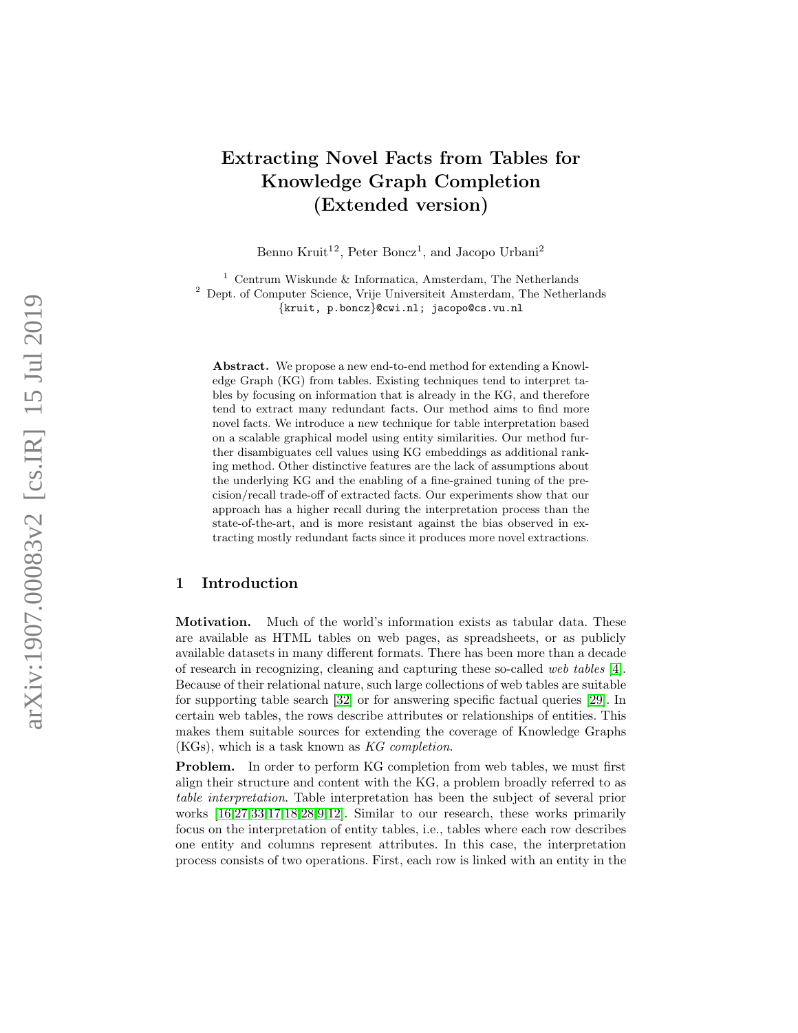# Extracting Novel Facts from Tables for Knowledge Graph Completion (Extended version)

Benno Kruit[1,2], Peter Boncz[1], and Jacopo Urbani[2]

[1] Centrum Wiskunde & Informatica, Amsterdam, The Netherlands
[2] Dept. of Computer Science, Vrije Universiteit Amsterdam, The Netherlands
{kruit, p.boncz}@cwi.nl; jacopo@cs.vu.nl

**Abstract.** We propose a new end-to-end method for extending a Knowledge Graph (KG) from tables. Existing techniques tend to interpret tables by focusing on information that is already in the KG, and therefore tend to extract many redundant facts. Our method aims to find more novel facts. We introduce a new technique for table interpretation based on a scalable graphical model using entity similarities. Our method further disambiguates cell values using KG embeddings as additional ranking method. Other distinctive features are the lack of assumptions about the underlying KG and the enabling of a fine-grained tuning of the precision/recall trade-off of extracted facts. Our experiments show that our approach has a higher recall during the interpretation process than the state-of-the-art, and is more resistant against the bias observed in extracting mostly redundant facts since it produces more novel extractions.

## 1 Introduction

**Motivation.** Much of the world's information exists as tabular data. These are available as HTML tables on web pages, as spreadsheets, or as publicly available datasets in many different formats. There has been more than a decade of research in recognizing, cleaning and capturing these so-called *web tables* [4]. Because of their relational nature, such large collections of web tables are suitable for supporting table search [32] or for answering specific factual queries [29]. In certain web tables, the rows describe attributes or relationships of entities. This makes them suitable sources for extending the coverage of Knowledge Graphs (KGs), which is a task known as *KG completion*.

**Problem.** In order to perform KG completion from web tables, we must first align their structure and content with the KG, a problem broadly referred to as *table interpretation*. Table interpretation has been the subject of several prior works [16,27,33,17,18,28,9,12]. Similar to our research, these works primarily focus on the interpretation of entity tables, i.e., tables where each row describes one entity and columns represent attributes. In this case, the interpretation process consists of two operations. First, each row is linked with an entity in the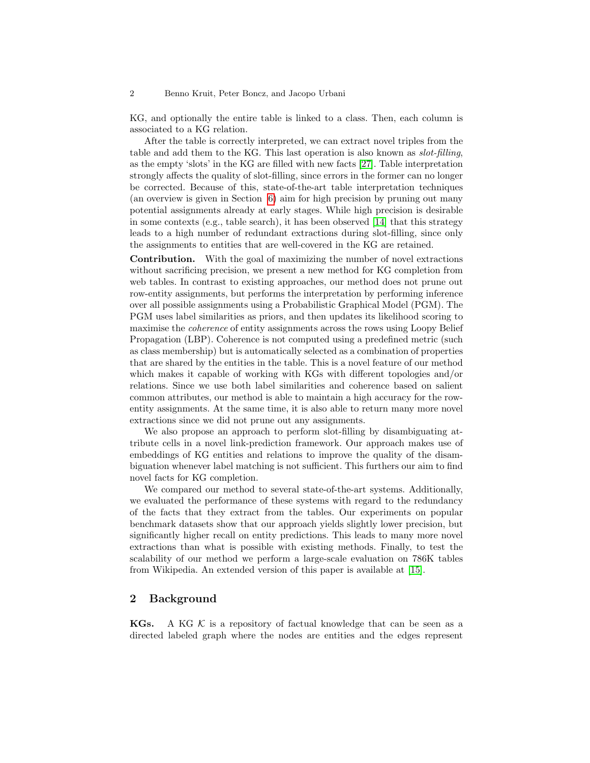KG, and optionally the entire table is linked to a class. Then, each column is associated to a KG relation.

After the table is correctly interpreted, we can extract novel triples from the table and add them to the KG. This last operation is also known as *slot-filling*, as the empty 'slots' in the KG are filled with new facts [27]. Table interpretation strongly affects the quality of slot-filling, since errors in the former can no longer be corrected. Because of this, state-of-the-art table interpretation techniques (an overview is given in Section 6) aim for high precision by pruning out many potential assignments already at early stages. While high precision is desirable in some contexts (e.g., table search), it has been observed [14] that this strategy leads to a high number of redundant extractions during slot-filling, since only the assignments to entities that are well-covered in the KG are retained.

**Contribution.** With the goal of maximizing the number of novel extractions without sacrificing precision, we present a new method for KG completion from web tables. In contrast to existing approaches, our method does not prune out row-entity assignments, but performs the interpretation by performing inference over all possible assignments using a Probabilistic Graphical Model (PGM). The PGM uses label similarities as priors, and then updates its likelihood scoring to maximise the *coherence* of entity assignments across the rows using Loopy Belief Propagation (LBP). Coherence is not computed using a predefined metric (such as class membership) but is automatically selected as a combination of properties that are shared by the entities in the table. This is a novel feature of our method which makes it capable of working with KGs with different topologies and/or relations. Since we use both label similarities and coherence based on salient common attributes, our method is able to maintain a high accuracy for the row-entity assignments. At the same time, it is also able to return many more novel extractions since we did not prune out any assignments.

We also propose an approach to perform slot-filling by disambiguating attribute cells in a novel link-prediction framework. Our approach makes use of embeddings of KG entities and relations to improve the quality of the disambiguation whenever label matching is not sufficient. This furthers our aim to find novel facts for KG completion.

We compared our method to several state-of-the-art systems. Additionally, we evaluated the performance of these systems with regard to the redundancy of the facts that they extract from the tables. Our experiments on popular benchmark datasets show that our approach yields slightly lower precision, but significantly higher recall on entity predictions. This leads to many more novel extractions than what is possible with existing methods. Finally, to test the scalability of our method we perform a large-scale evaluation on 786K tables from Wikipedia. An extended version of this paper is available at [15].

## 2 Background

**KGs.** A KG $\mathcal{K}$ is a repository of factual knowledge that can be seen as a directed labeled graph where the nodes are entities and the edges represent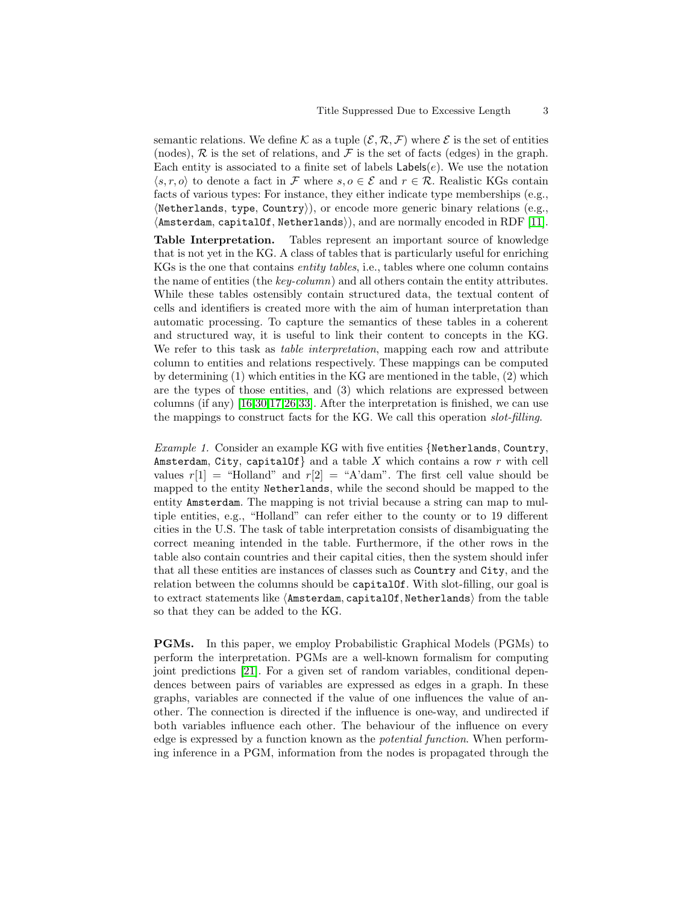semantic relations. We define $\mathcal{K}$ as a tuple $(\mathcal{E}, \mathcal{R}, \mathcal{F})$ where $\mathcal{E}$ is the set of entities (nodes), $\mathcal{R}$ is the set of relations, and $\mathcal{F}$ is the set of facts (edges) in the graph. Each entity is associated to a finite set of labels $\mathsf{Labels}(e)$. We use the notation $\langle s, r, o \rangle$ to denote a fact in $\mathcal{F}$ where $s, o \in \mathcal{E}$ and $r \in \mathcal{R}$. Realistic KGs contain facts of various types: For instance, they either indicate type memberships (e.g., ⟨`Netherlands`, `type`, `Country`⟩), or encode more generic binary relations (e.g., ⟨`Amsterdam`, `capitalOf`, `Netherlands`⟩), and are normally encoded in RDF [11].

**Table Interpretation.** Tables represent an important source of knowledge that is not yet in the KG. A class of tables that is particularly useful for enriching KGs is the one that contains *entity tables*, i.e., tables where one column contains the name of entities (the *key-column*) and all others contain the entity attributes. While these tables ostensibly contain structured data, the textual content of cells and identifiers is created more with the aim of human interpretation than automatic processing. To capture the semantics of these tables in a coherent and structured way, it is useful to link their content to concepts in the KG. We refer to this task as *table interpretation*, mapping each row and attribute column to entities and relations respectively. These mappings can be computed by determining (1) which entities in the KG are mentioned in the table, (2) which are the types of those entities, and (3) which relations are expressed between columns (if any) [16,30,17,26,33]. After the interpretation is finished, we can use the mappings to construct facts for the KG. We call this operation *slot-filling*.

*Example 1.* Consider an example KG with five entities {`Netherlands`, `Country`, `Amsterdam`, `City`, `capitalOf`} and a table $X$ which contains a row $r$ with cell values $r[1]$ = "Holland" and $r[2]$ = "A'dam". The first cell value should be mapped to the entity `Netherlands`, while the second should be mapped to the entity `Amsterdam`. The mapping is not trivial because a string can map to multiple entities, e.g., "Holland" can refer either to the county or to 19 different cities in the U.S. The task of table interpretation consists of disambiguating the correct meaning intended in the table. Furthermore, if the other rows in the table also contain countries and their capital cities, then the system should infer that all these entities are instances of classes such as `Country` and `City`, and the relation between the columns should be `capitalOf`. With slot-filling, our goal is to extract statements like ⟨`Amsterdam`, `capitalOf`, `Netherlands`⟩ from the table so that they can be added to the KG.

**PGMs.** In this paper, we employ Probabilistic Graphical Models (PGMs) to perform the interpretation. PGMs are a well-known formalism for computing joint predictions [21]. For a given set of random variables, conditional dependences between pairs of variables are expressed as edges in a graph. In these graphs, variables are connected if the value of one influences the value of another. The connection is directed if the influence is one-way, and undirected if both variables influence each other. The behaviour of the influence on every edge is expressed by a function known as the *potential function*. When performing inference in a PGM, information from the nodes is propagated through the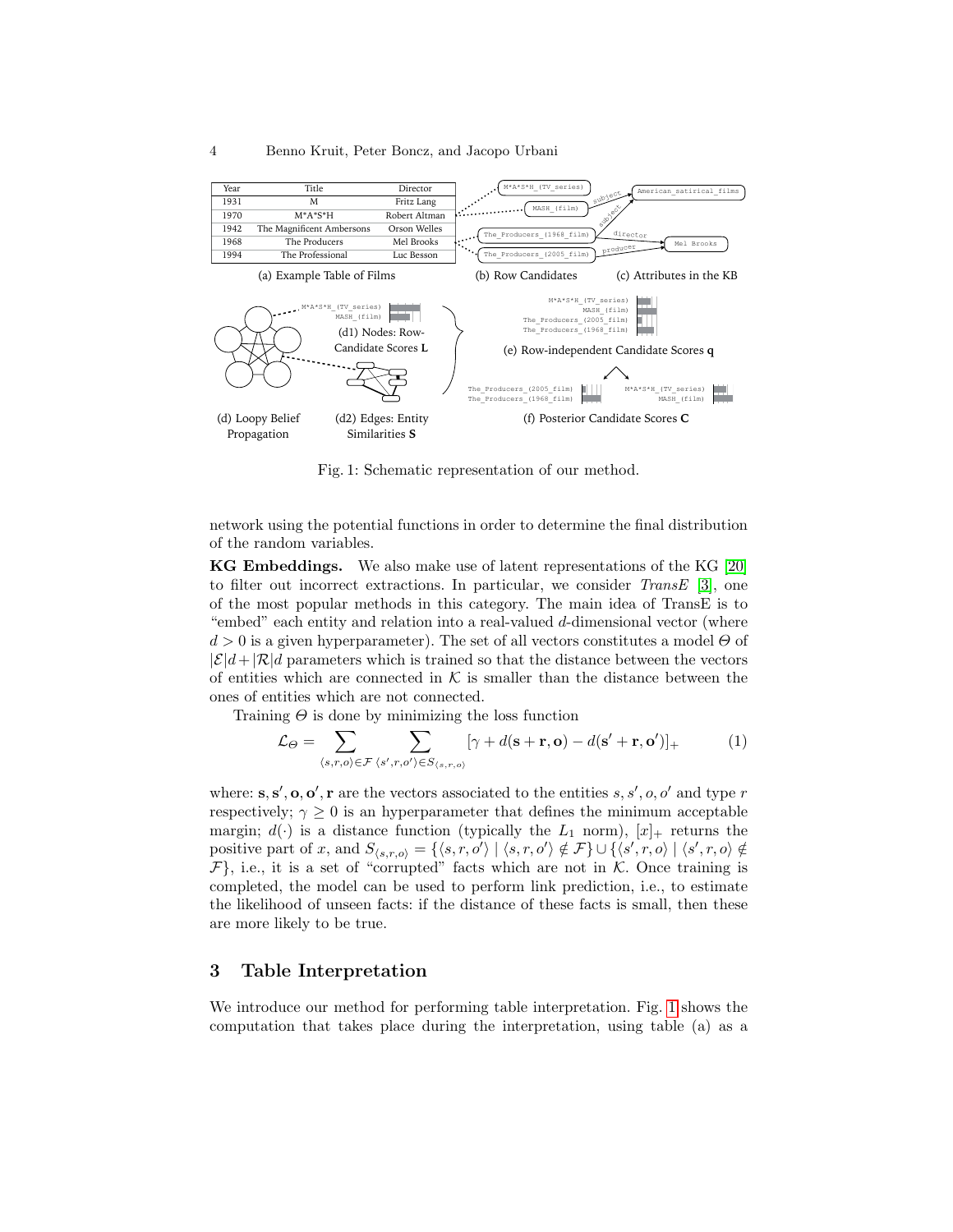| Year | Title | Director |
|---|---|---|
| 1931 | M | Fritz Lang |
| 1970 | M*A*S*H | Robert Altman |
| 1942 | The Magnificent Ambersons | Orson Welles |
| 1968 | The Producers | Mel Brooks |
| 1994 | The Professional | Luc Besson |

(a) Example Table of Films

(b) Row Candidates

(c) Attributes in the KB

(d) Loopy Belief Propagation

(d1) Nodes: Row-Candidate Scores **L**

(d2) Edges: Entity Similarities **S**

(e) Row-independent Candidate Scores **q**

(f) Posterior Candidate Scores **C**

Fig. 1: Schematic representation of our method.

network using the potential functions in order to determine the final distribution of the random variables.

**KG Embeddings.** We also make use of latent representations of the KG [20] to filter out incorrect extractions. In particular, we consider *TransE* [3], one of the most popular methods in this category. The main idea of TransE is to "embed" each entity and relation into a real-valued $d$-dimensional vector (where $d > 0$ is a given hyperparameter). The set of all vectors constitutes a model $\Theta$ of $|\mathcal{E}|d + |\mathcal{R}|d$ parameters which is trained so that the distance between the vectors of entities which are connected in $\mathcal{K}$ is smaller than the distance between the ones of entities which are not connected.

Training $\Theta$ is done by minimizing the loss function

$$\mathcal{L}_\Theta = \sum_{\langle s,r,o\rangle \in \mathcal{F}} \sum_{\langle s',r,o'\rangle \in S_{\langle s,r,o\rangle}} [\gamma + d(\mathbf{s}+\mathbf{r},\mathbf{o}) - d(\mathbf{s}'+\mathbf{r},\mathbf{o}')]_+ \tag{1}$$

where: $\mathbf{s}, \mathbf{s}', \mathbf{o}, \mathbf{o}', \mathbf{r}$ are the vectors associated to the entities $s, s', o, o'$ and type $r$ respectively; $\gamma \geq 0$ is an hyperparameter that defines the minimum acceptable margin; $d(\cdot)$ is a distance function (typically the $L_1$ norm), $[x]_+$ returns the positive part of $x$, and $S_{\langle s,r,o\rangle} = \{\langle s,r,o'\rangle \mid \langle s,r,o'\rangle \notin \mathcal{F}\} \cup \{\langle s',r,o\rangle \mid \langle s',r,o\rangle \notin \mathcal{F}\}$, i.e., it is a set of "corrupted" facts which are not in $\mathcal{K}$. Once training is completed, the model can be used to perform link prediction, i.e., to estimate the likelihood of unseen facts: if the distance of these facts is small, then these are more likely to be true.

## 3 Table Interpretation

We introduce our method for performing table interpretation. Fig. 1 shows the computation that takes place during the interpretation, using table (a) as a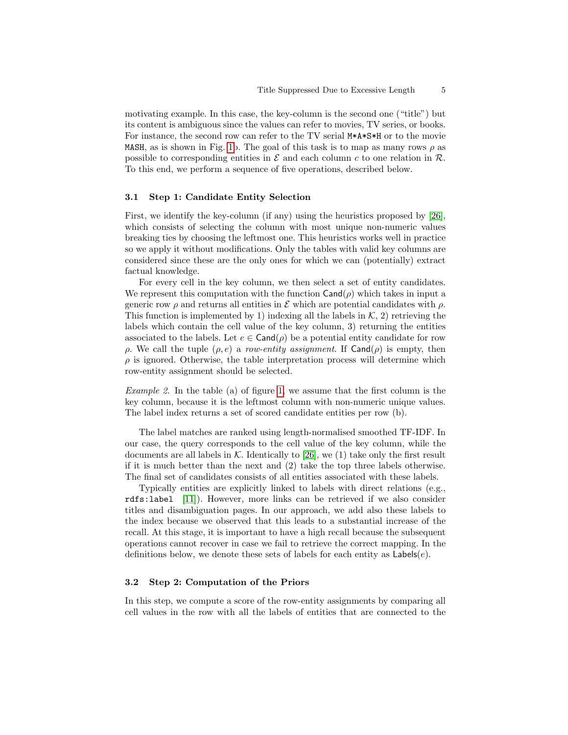motivating example. In this case, the key-column is the second one ("title") but its content is ambiguous since the values can refer to movies, TV series, or books. For instance, the second row can refer to the TV serial `M*A*S*H` or to the movie `MASH`, as is shown in Fig. 1b. The goal of this task is to map as many rows $\rho$ as possible to corresponding entities in $\mathcal{E}$ and each column $c$ to one relation in $\mathcal{R}$. To this end, we perform a sequence of five operations, described below.

### 3.1 Step 1: Candidate Entity Selection

First, we identify the key-column (if any) using the heuristics proposed by [26], which consists of selecting the column with most unique non-numeric values breaking ties by choosing the leftmost one. This heuristics works well in practice so we apply it without modifications. Only the tables with valid key columns are considered since these are the only ones for which we can (potentially) extract factual knowledge.

For every cell in the key column, we then select a set of entity candidates. We represent this computation with the function $\mathsf{Cand}(\rho)$ which takes in input a generic row $\rho$ and returns all entities in $\mathcal{E}$ which are potential candidates with $\rho$. This function is implemented by 1) indexing all the labels in $\mathcal{K}$, 2) retrieving the labels which contain the cell value of the key column, 3) returning the entities associated to the labels. Let $e \in \mathsf{Cand}(\rho)$ be a potential entity candidate for row $\rho$. We call the tuple $(\rho, e)$ a *row-entity assignment*. If $\mathsf{Cand}(\rho)$ is empty, then $\rho$ is ignored. Otherwise, the table interpretation process will determine which row-entity assignment should be selected.

*Example 2.* In the table (a) of figure 1, we assume that the first column is the key column, because it is the leftmost column with non-numeric unique values. The label index returns a set of scored candidate entities per row (b).

The label matches are ranked using length-normalised smoothed TF-IDF. In our case, the query corresponds to the cell value of the key column, while the documents are all labels in $\mathcal{K}$. Identically to [26], we (1) take only the first result if it is much better than the next and (2) take the top three labels otherwise. The final set of candidates consists of all entities associated with these labels.

Typically entities are explicitly linked to labels with direct relations (e.g., `rdfs:label` [11]). However, more links can be retrieved if we also consider titles and disambiguation pages. In our approach, we add also these labels to the index because we observed that this leads to a substantial increase of the recall. At this stage, it is important to have a high recall because the subsequent operations cannot recover in case we fail to retrieve the correct mapping. In the definitions below, we denote these sets of labels for each entity as $\mathsf{Labels}(e)$.

### 3.2 Step 2: Computation of the Priors

In this step, we compute a score of the row-entity assignments by comparing all cell values in the row with all the labels of entities that are connected to the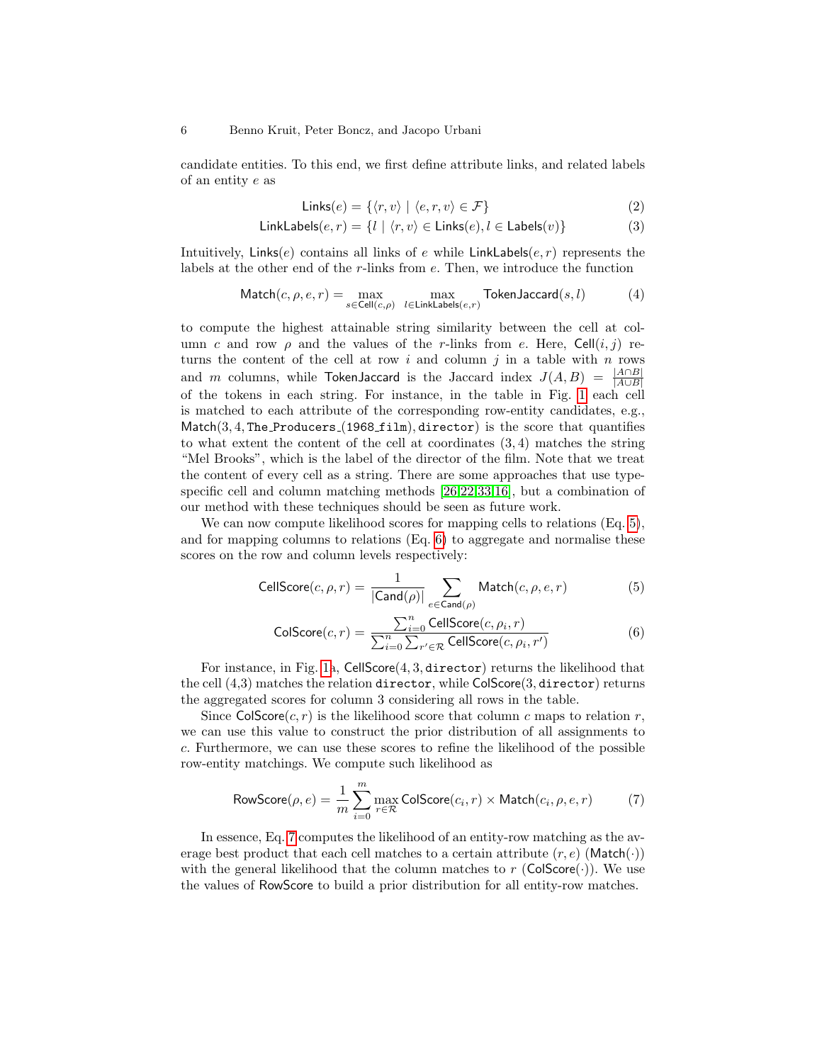candidate entities. To this end, we first define attribute links, and related labels of an entity $e$ as

$$\mathsf{Links}(e) = \{\langle r, v\rangle \mid \langle e, r, v\rangle \in \mathcal{F}\} \tag{2}$$

$$\mathsf{LinkLabels}(e, r) = \{l \mid \langle r, v\rangle \in \mathsf{Links}(e), l \in \mathsf{Labels}(v)\} \tag{3}$$

Intuitively, $\mathsf{Links}(e)$ contains all links of $e$ while $\mathsf{LinkLabels}(e, r)$ represents the labels at the other end of the $r$-links from $e$. Then, we introduce the function

$$\mathsf{Match}(c, \rho, e, r) = \max_{s \in \mathsf{Cell}(c,\rho)} \max_{l \in \mathsf{LinkLabels}(e,r)} \mathsf{TokenJaccard}(s, l) \tag{4}$$

to compute the highest attainable string similarity between the cell at column $c$ and row $\rho$ and the values of the $r$-links from $e$. Here, $\mathsf{Cell}(i, j)$ returns the content of the cell at row $i$ and column $j$ in a table with $n$ rows and $m$ columns, while $\mathsf{TokenJaccard}$ is the Jaccard index $J(A, B) = \frac{|A \cap B|}{|A \cup B|}$ of the tokens in each string. For instance, in the table in Fig. 1 each cell is matched to each attribute of the corresponding row-entity candidates, e.g., $\mathsf{Match}(3, 4, \texttt{The\_Producers\_(1968\_film)}, \texttt{director})$ is the score that quantifies to what extent the content of the cell at coordinates $(3, 4)$ matches the string "Mel Brooks", which is the label of the director of the film. Note that we treat the content of every cell as a string. There are some approaches that use type-specific cell and column matching methods [26,22,33,16], but a combination of our method with these techniques should be seen as future work.

We can now compute likelihood scores for mapping cells to relations (Eq. 5), and for mapping columns to relations (Eq. 6) to aggregate and normalise these scores on the row and column levels respectively:

$$\mathsf{CellScore}(c, \rho, r) = \frac{1}{|\mathsf{Cand}(\rho)|} \sum_{e \in \mathsf{Cand}(\rho)} \mathsf{Match}(c, \rho, e, r) \tag{5}$$

$$\mathsf{ColScore}(c, r) = \frac{\sum_{i=0}^{n} \mathsf{CellScore}(c, \rho_i, r)}{\sum_{i=0}^{n} \sum_{r' \in \mathcal{R}} \mathsf{CellScore}(c, \rho_i, r')} \tag{6}$$

For instance, in Fig. 1a, $\mathsf{CellScore}(4, 3, \texttt{director})$ returns the likelihood that the cell (4,3) matches the relation $\texttt{director}$, while $\mathsf{ColScore}(3, \texttt{director})$ returns the aggregated scores for column 3 considering all rows in the table.

Since $\mathsf{ColScore}(c, r)$ is the likelihood score that column $c$ maps to relation $r$, we can use this value to construct the prior distribution of all assignments to $c$. Furthermore, we can use these scores to refine the likelihood of the possible row-entity matchings. We compute such likelihood as

$$\mathsf{RowScore}(\rho, e) = \frac{1}{m} \sum_{i=0}^{m} \max_{r \in \mathcal{R}} \mathsf{ColScore}(c_i, r) \times \mathsf{Match}(c_i, \rho, e, r) \tag{7}$$

In essence, Eq. 7 computes the likelihood of an entity-row matching as the average best product that each cell matches to a certain attribute $(r, e)$ ($\mathsf{Match}(\cdot)$) with the general likelihood that the column matches to $r$ ($\mathsf{ColScore}(\cdot)$). We use the values of $\mathsf{RowScore}$ to build a prior distribution for all entity-row matches.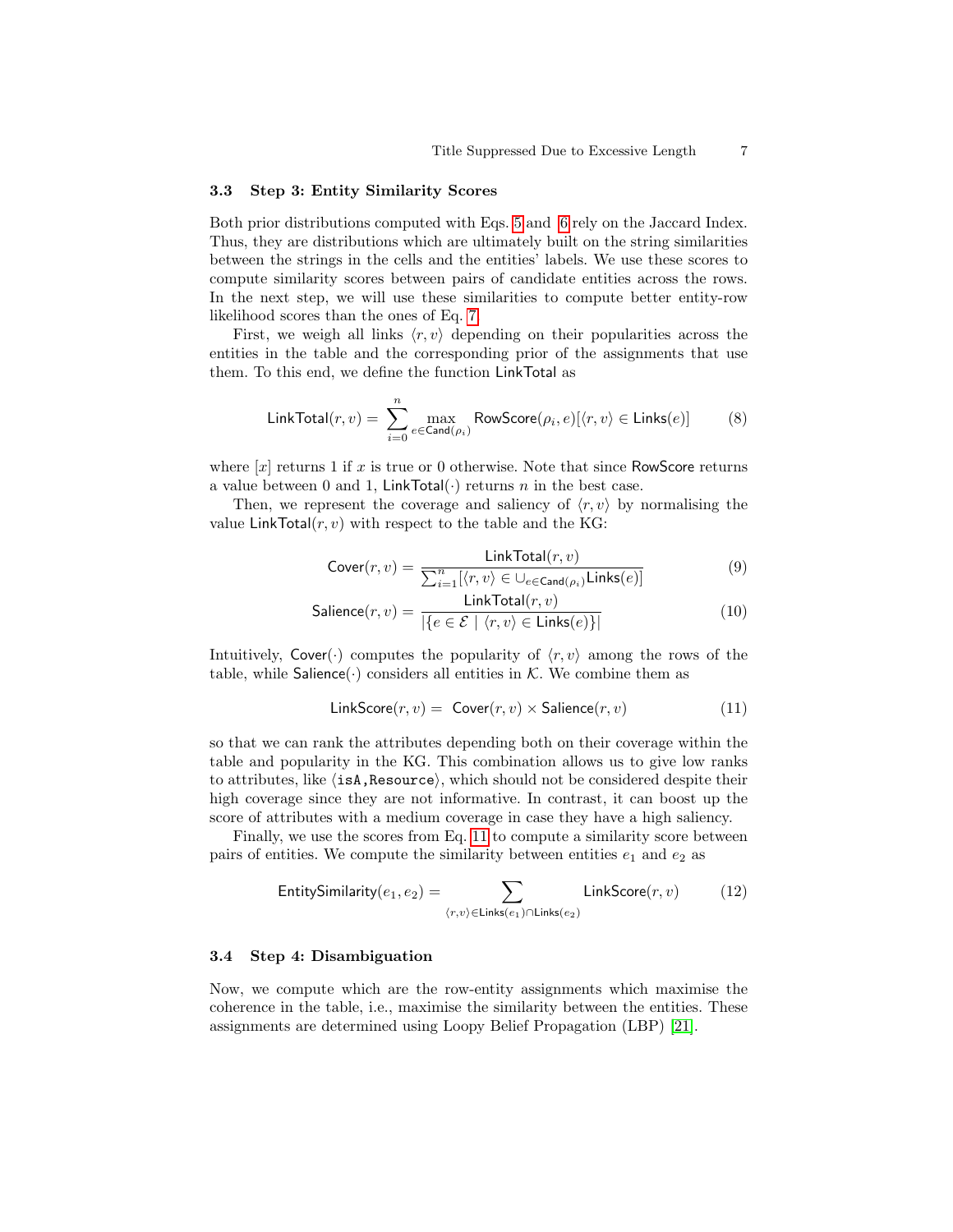### 3.3 Step 3: Entity Similarity Scores

Both prior distributions computed with Eqs. 5 and 6 rely on the Jaccard Index. Thus, they are distributions which are ultimately built on the string similarities between the strings in the cells and the entities' labels. We use these scores to compute similarity scores between pairs of candidate entities across the rows. In the next step, we will use these similarities to compute better entity-row likelihood scores than the ones of Eq. 7.

First, we weigh all links $\langle r, v \rangle$ depending on their popularities across the entities in the table and the corresponding prior of the assignments that use them. To this end, we define the function $\mathsf{LinkTotal}$ as

$$\mathsf{LinkTotal}(r, v) = \sum_{i=0}^{n} \max_{e \in \mathsf{Cand}(\rho_i)} \mathsf{RowScore}(\rho_i, e)[\langle r, v \rangle \in \mathsf{Links}(e)] \tag{8}$$

where $[x]$ returns 1 if $x$ is true or 0 otherwise. Note that since $\mathsf{RowScore}$ returns a value between 0 and 1, $\mathsf{LinkTotal}(\cdot)$ returns $n$ in the best case.

Then, we represent the coverage and saliency of $\langle r, v \rangle$ by normalising the value $\mathsf{LinkTotal}(r, v)$ with respect to the table and the KG:

$$\mathsf{Cover}(r, v) = \frac{\mathsf{LinkTotal}(r, v)}{\sum_{i=1}^{n} [\langle r, v \rangle \in \cup_{e \in \mathsf{Cand}(\rho_i)} \mathsf{Links}(e)]} \tag{9}$$

$$\mathsf{Salience}(r, v) = \frac{\mathsf{LinkTotal}(r, v)}{|\{e \in \mathcal{E} \mid \langle r, v \rangle \in \mathsf{Links}(e)\}|} \tag{10}$$

Intuitively, $\mathsf{Cover}(\cdot)$ computes the popularity of $\langle r, v \rangle$ among the rows of the table, while $\mathsf{Salience}(\cdot)$ considers all entities in $\mathcal{K}$. We combine them as

$$\mathsf{LinkScore}(r, v) = \mathsf{Cover}(r, v) \times \mathsf{Salience}(r, v) \tag{11}$$

so that we can rank the attributes depending both on their coverage within the table and popularity in the KG. This combination allows us to give low ranks to attributes, like $\langle$`isA`,`Resource`$\rangle$, which should not be considered despite their high coverage since they are not informative. In contrast, it can boost up the score of attributes with a medium coverage in case they have a high saliency.

Finally, we use the scores from Eq. 11 to compute a similarity score between pairs of entities. We compute the similarity between entities $e_1$ and $e_2$ as

$$\mathsf{EntitySimilarity}(e_1, e_2) = \sum_{\langle r, v \rangle \in \mathsf{Links}(e_1) \cap \mathsf{Links}(e_2)} \mathsf{LinkScore}(r, v) \tag{12}$$

### 3.4 Step 4: Disambiguation

Now, we compute which are the row-entity assignments which maximise the coherence in the table, i.e., maximise the similarity between the entities. These assignments are determined using Loopy Belief Propagation (LBP) [21].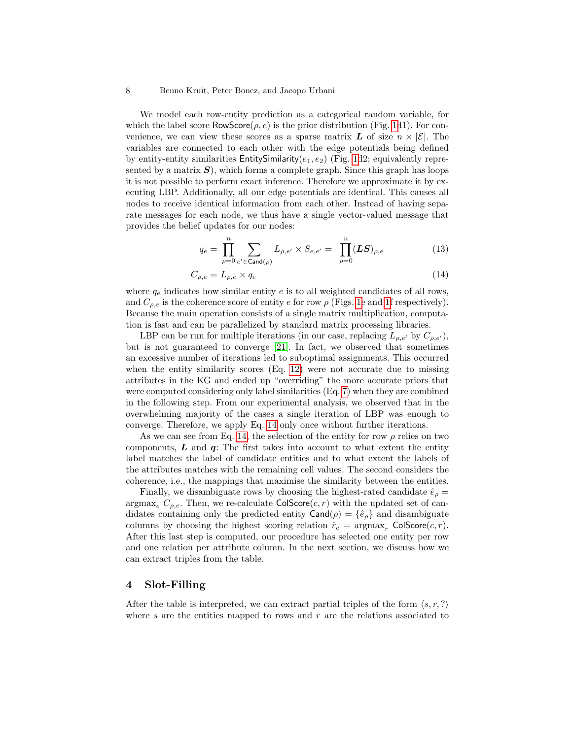We model each row-entity prediction as a categorical random variable, for which the label score $\mathsf{RowScore}(\rho, e)$ is the prior distribution (Fig. 1d1). For convenience, we can view these scores as a sparse matrix $\boldsymbol{L}$ of size $n \times |\mathcal{E}|$. The variables are connected to each other with the edge potentials being defined by entity-entity similarities $\mathsf{EntitySimilarity}(e_1, e_2)$ (Fig. 1d2; equivalently represented by a matrix $\boldsymbol{S}$), which forms a complete graph. Since this graph has loops it is not possible to perform exact inference. Therefore we approximate it by executing LBP. Additionally, all our edge potentials are identical. This causes all nodes to receive identical information from each other. Instead of having separate messages for each node, we thus have a single vector-valued message that provides the belief updates for our nodes:

$$q_e = \prod_{\rho=0}^{n} \sum_{e' \in \mathsf{Cand}(\rho)} L_{\rho,e'} \times S_{e,e'} = \prod_{\rho=0}^{n} (\boldsymbol{LS})_{\rho,e} \tag{13}$$

$$C_{\rho,e} = L_{\rho,e} \times q_e \tag{14}$$

where $q_e$ indicates how similar entity $e$ is to all weighted candidates of all rows, and $C_{\rho,e}$ is the coherence score of entity $e$ for row $\rho$ (Figs. 1e and 1f respectively). Because the main operation consists of a single matrix multiplication, computation is fast and can be parallelized by standard matrix processing libraries.

LBP can be run for multiple iterations (in our case, replacing $L_{\rho,e'}$ by $C_{\rho,e'}$), but is not guaranteed to converge [21]. In fact, we observed that sometimes an excessive number of iterations led to suboptimal assignments. This occurred when the entity similarity scores (Eq. 12) were not accurate due to missing attributes in the KG and ended up "overriding" the more accurate priors that were computed considering only label similarities (Eq. 7) when they are combined in the following step. From our experimental analysis, we observed that in the overwhelming majority of the cases a single iteration of LBP was enough to converge. Therefore, we apply Eq. 14 only once without further iterations.

As we can see from Eq. 14, the selection of the entity for row $\rho$ relies on two components, $\boldsymbol{L}$ and $\boldsymbol{q}$: The first takes into account to what extent the entity label matches the label of candidate entities and to what extent the labels of the attributes matches with the remaining cell values. The second considers the coherence, i.e., the mappings that maximise the similarity between the entities.

Finally, we disambiguate rows by choosing the highest-rated candidate $\hat{e}_\rho = \operatorname{argmax}_e C_{\rho,e}$. Then, we re-calculate $\mathsf{ColScore}(c, r)$ with the updated set of candidates containing only the predicted entity $\mathsf{Cand}(\rho) = \{\hat{e}_\rho\}$ and disambiguate columns by choosing the highest scoring relation $\hat{r}_c = \operatorname{argmax}_r \mathsf{ColScore}(c, r)$. After this last step is computed, our procedure has selected one entity per row and one relation per attribute column. In the next section, we discuss how we can extract triples from the table.

## 4 Slot-Filling

After the table is interpreted, we can extract partial triples of the form $\langle s, r, ? \rangle$ where $s$ are the entities mapped to rows and $r$ are the relations associated to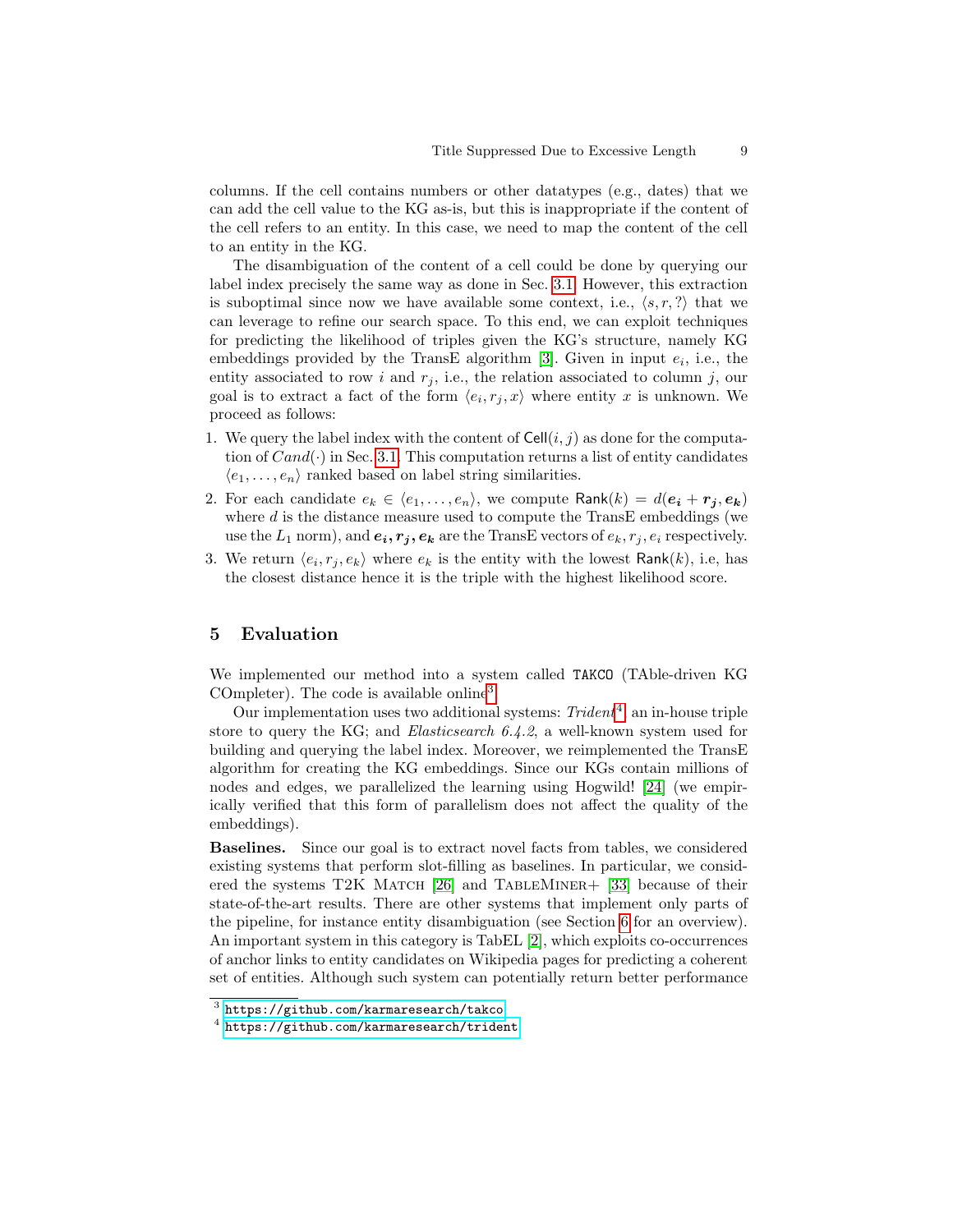columns. If the cell contains numbers or other datatypes (e.g., dates) that we can add the cell value to the KG as-is, but this is inappropriate if the content of the cell refers to an entity. In this case, we need to map the content of the cell to an entity in the KG.

The disambiguation of the content of a cell could be done by querying our label index precisely the same way as done in Sec. 3.1. However, this extraction is suboptimal since now we have available some context, i.e., $\langle s, r, ? \rangle$ that we can leverage to refine our search space. To this end, we can exploit techniques for predicting the likelihood of triples given the KG's structure, namely KG embeddings provided by the TransE algorithm [3]. Given in input $e_i$, i.e., the entity associated to row $i$ and $r_j$, i.e., the relation associated to column $j$, our goal is to extract a fact of the form $\langle e_i, r_j, x \rangle$ where entity $x$ is unknown. We proceed as follows:

1. We query the label index with the content of $\mathsf{Cell}(i, j)$ as done for the computation of $Cand(\cdot)$ in Sec. 3.1. This computation returns a list of entity candidates $\langle e_1, \ldots, e_n \rangle$ ranked based on label string similarities.
2. For each candidate $e_k \in \langle e_1, \ldots, e_n \rangle$, we compute $\mathsf{Rank}(k) = d(\boldsymbol{e_i} + \boldsymbol{r_j}, \boldsymbol{e_k})$ where $d$ is the distance measure used to compute the TransE embeddings (we use the $L_1$ norm), and $\boldsymbol{e_i}, \boldsymbol{r_j}, \boldsymbol{e_k}$ are the TransE vectors of $e_k, r_j, e_i$ respectively.
3. We return $\langle e_i, r_j, e_k \rangle$ where $e_k$ is the entity with the lowest $\mathsf{Rank}(k)$, i.e, has the closest distance hence it is the triple with the highest likelihood score.

## 5 Evaluation

We implemented our method into a system called `TAKCO` (TAble-driven KG COmpleter). The code is available online[3].

Our implementation uses two additional systems: *Trident*[4], an in-house triple store to query the KG; and *Elasticsearch 6.4.2*, a well-known system used for building and querying the label index. Moreover, we reimplemented the TransE algorithm for creating the KG embeddings. Since our KGs contain millions of nodes and edges, we parallelized the learning using Hogwild! [24] (we empirically verified that this form of parallelism does not affect the quality of the embeddings).

**Baselines.** Since our goal is to extract novel facts from tables, we considered existing systems that perform slot-filling as baselines. In particular, we considered the systems T2K Match [26] and TableMiner+ [33] because of their state-of-the-art results. There are other systems that implement only parts of the pipeline, for instance entity disambiguation (see Section 6 for an overview). An important system in this category is TabEL [2], which exploits co-occurrences of anchor links to entity candidates on Wikipedia pages for predicting a coherent set of entities. Although such system can potentially return better performance

[3] https://github.com/karmaresearch/takco

[4] https://github.com/karmaresearch/trident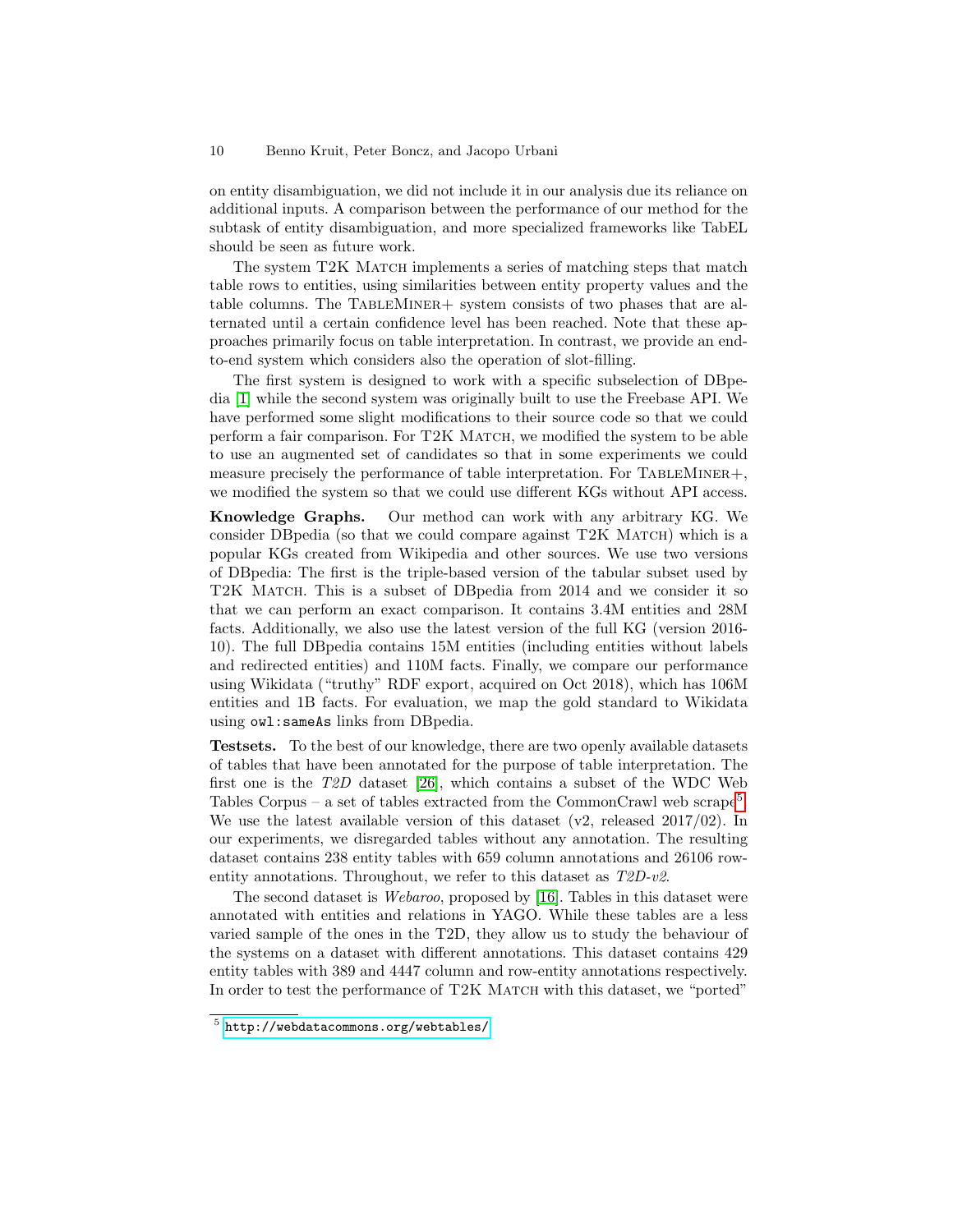on entity disambiguation, we did not include it in our analysis due its reliance on additional inputs. A comparison between the performance of our method for the subtask of entity disambiguation, and more specialized frameworks like TabEL should be seen as future work.

The system T2K Match implements a series of matching steps that match table rows to entities, using similarities between entity property values and the table columns. The TableMiner+ system consists of two phases that are alternated until a certain confidence level has been reached. Note that these approaches primarily focus on table interpretation. In contrast, we provide an end-to-end system which considers also the operation of slot-filling.

The first system is designed to work with a specific subselection of DBpedia [1] while the second system was originally built to use the Freebase API. We have performed some slight modifications to their source code so that we could perform a fair comparison. For T2K Match, we modified the system to be able to use an augmented set of candidates so that in some experiments we could measure precisely the performance of table interpretation. For TableMiner+, we modified the system so that we could use different KGs without API access.

**Knowledge Graphs.** Our method can work with any arbitrary KG. We consider DBpedia (so that we could compare against T2K Match) which is a popular KGs created from Wikipedia and other sources. We use two versions of DBpedia: The first is the triple-based version of the tabular subset used by T2K Match. This is a subset of DBpedia from 2014 and we consider it so that we can perform an exact comparison. It contains 3.4M entities and 28M facts. Additionally, we also use the latest version of the full KG (version 2016-10). The full DBpedia contains 15M entities (including entities without labels and redirected entities) and 110M facts. Finally, we compare our performance using Wikidata ("truthy" RDF export, acquired on Oct 2018), which has 106M entities and 1B facts. For evaluation, we map the gold standard to Wikidata using `owl:sameAs` links from DBpedia.

**Testsets.** To the best of our knowledge, there are two openly available datasets of tables that have been annotated for the purpose of table interpretation. The first one is the *T2D* dataset [26], which contains a subset of the WDC Web Tables Corpus – a set of tables extracted from the CommonCrawl web scrape[5]. We use the latest available version of this dataset (v2, released 2017/02). In our experiments, we disregarded tables without any annotation. The resulting dataset contains 238 entity tables with 659 column annotations and 26106 row-entity annotations. Throughout, we refer to this dataset as *T2D-v2*.

The second dataset is *Webaroo*, proposed by [16]. Tables in this dataset were annotated with entities and relations in YAGO. While these tables are a less varied sample of the ones in the T2D, they allow us to study the behaviour of the systems on a dataset with different annotations. This dataset contains 429 entity tables with 389 and 4447 column and row-entity annotations respectively. In order to test the performance of T2K Match with this dataset, we "ported"

[5] http://webdatacommons.org/webtables/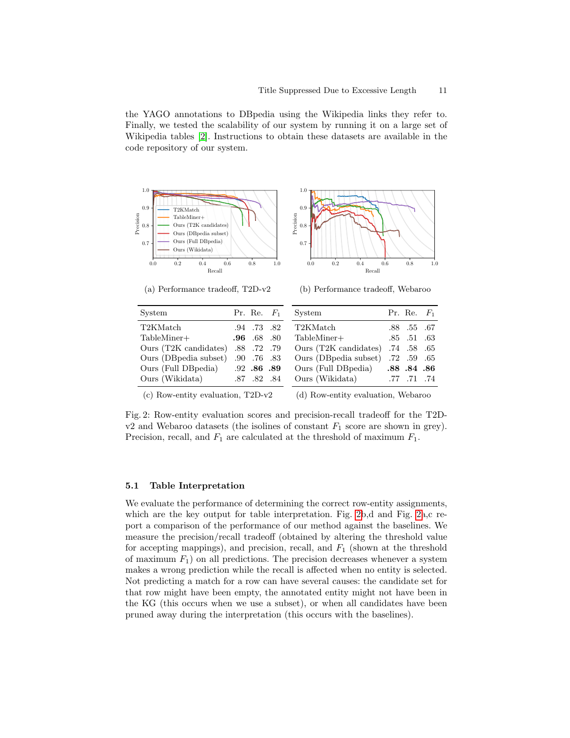the YAGO annotations to DBpedia using the Wikipedia links they refer to. Finally, we tested the scalability of our system by running it on a large set of Wikipedia tables [2]. Instructions to obtain these datasets are available in the code repository of our system.

(a) Performance tradeoff, T2D-v2

(b) Performance tradeoff, Webaroo

| System | Pr. | Re. | $F_1$ |
|---|---|---|---|
| T2KMatch | .94 | .73 | .82 |
| TableMiner+ | **.96** | .68 | .80 |
| Ours (T2K candidates) | .88 | .72 | .79 |
| Ours (DBpedia subset) | .90 | .76 | .83 |
| Ours (Full DBpedia) | .92 | **.86** | **.89** |
| Ours (Wikidata) | .87 | .82 | .84 |

(c) Row-entity evaluation, T2D-v2

| System | Pr. | Re. | $F_1$ |
|---|---|---|---|
| T2KMatch | .88 | .55 | .67 |
| TableMiner+ | .85 | .51 | .63 |
| Ours (T2K candidates) | .74 | .58 | .65 |
| Ours (DBpedia subset) | .72 | .59 | .65 |
| Ours (Full DBpedia) | **.88** | **.84** | **.86** |
| Ours (Wikidata) | .77 | .71 | .74 |

(d) Row-entity evaluation, Webaroo

Fig. 2: Row-entity evaluation scores and precision-recall tradeoff for the T2D-v2 and Webaroo datasets (the isolines of constant $F_1$ score are shown in grey). Precision, recall, and $F_1$ are calculated at the threshold of maximum $F_1$.

### 5.1 Table Interpretation

We evaluate the performance of determining the correct row-entity assignments, which are the key output for table interpretation. Fig. 2b,d and Fig. 2a,c report a comparison of the performance of our method against the baselines. We measure the precision/recall tradeoff (obtained by altering the threshold value for accepting mappings), and precision, recall, and $F_1$ (shown at the threshold of maximum $F_1$) on all predictions. The precision decreases whenever a system makes a wrong prediction while the recall is affected when no entity is selected. Not predicting a match for a row can have several causes: the candidate set for that row might have been empty, the annotated entity might not have been in the KG (this occurs when we use a subset), or when all candidates have been pruned away during the interpretation (this occurs with the baselines).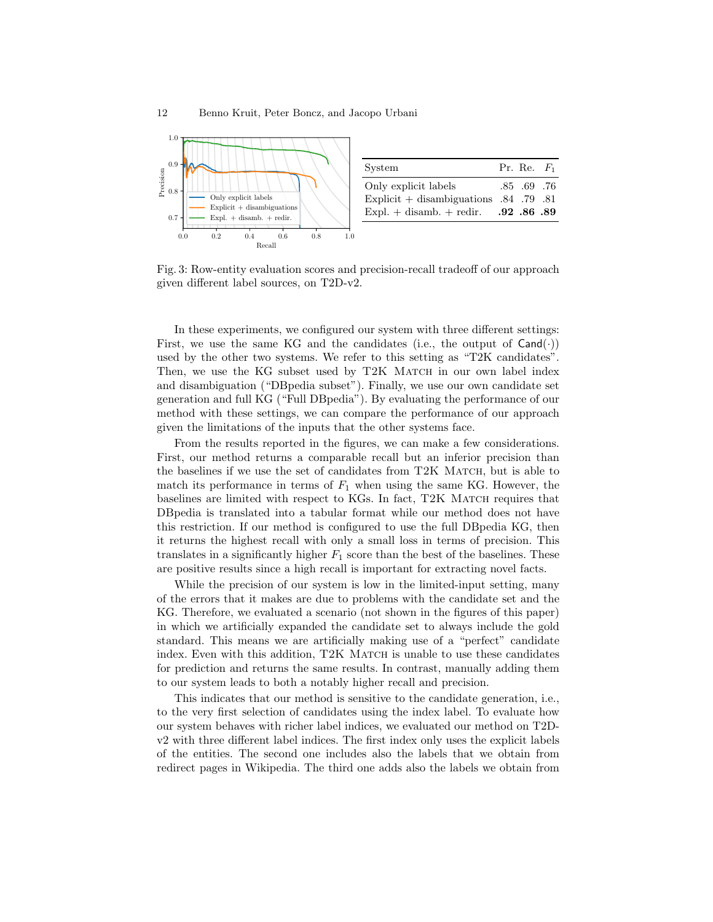| System | Pr. | Re. | $F_1$ |
|---|---|---|---|
| Only explicit labels | .85 | .69 | .76 |
| Explicit + disambiguations | .84 | .79 | .81 |
| Expl. + disamb. + redir. | **.92** | **.86** | **.89** |

Fig. 3: Row-entity evaluation scores and precision-recall tradeoff of our approach given different label sources, on T2D-v2.

In these experiments, we configured our system with three different settings: First, we use the same KG and the candidates (i.e., the output of $\mathsf{Cand}(\cdot)$) used by the other two systems. We refer to this setting as "T2K candidates". Then, we use the KG subset used by T2K Match in our own label index and disambiguation ("DBpedia subset"). Finally, we use our own candidate set generation and full KG ("Full DBpedia"). By evaluating the performance of our method with these settings, we can compare the performance of our approach given the limitations of the inputs that the other systems face.

From the results reported in the figures, we can make a few considerations. First, our method returns a comparable recall but an inferior precision than the baselines if we use the set of candidates from T2K Match, but is able to match its performance in terms of $F_1$ when using the same KG. However, the baselines are limited with respect to KGs. In fact, T2K Match requires that DBpedia is translated into a tabular format while our method does not have this restriction. If our method is configured to use the full DBpedia KG, then it returns the highest recall with only a small loss in terms of precision. This translates in a significantly higher $F_1$ score than the best of the baselines. These are positive results since a high recall is important for extracting novel facts.

While the precision of our system is low in the limited-input setting, many of the errors that it makes are due to problems with the candidate set and the KG. Therefore, we evaluated a scenario (not shown in the figures of this paper) in which we artificially expanded the candidate set to always include the gold standard. This means we are artificially making use of a "perfect" candidate index. Even with this addition, T2K Match is unable to use these candidates for prediction and returns the same results. In contrast, manually adding them to our system leads to both a notably higher recall and precision.

This indicates that our method is sensitive to the candidate generation, i.e., to the very first selection of candidates using the index label. To evaluate how our system behaves with richer label indices, we evaluated our method on T2D-v2 with three different label indices. The first index only uses the explicit labels of the entities. The second one includes also the labels that we obtain from redirect pages in Wikipedia. The third one adds also the labels we obtain from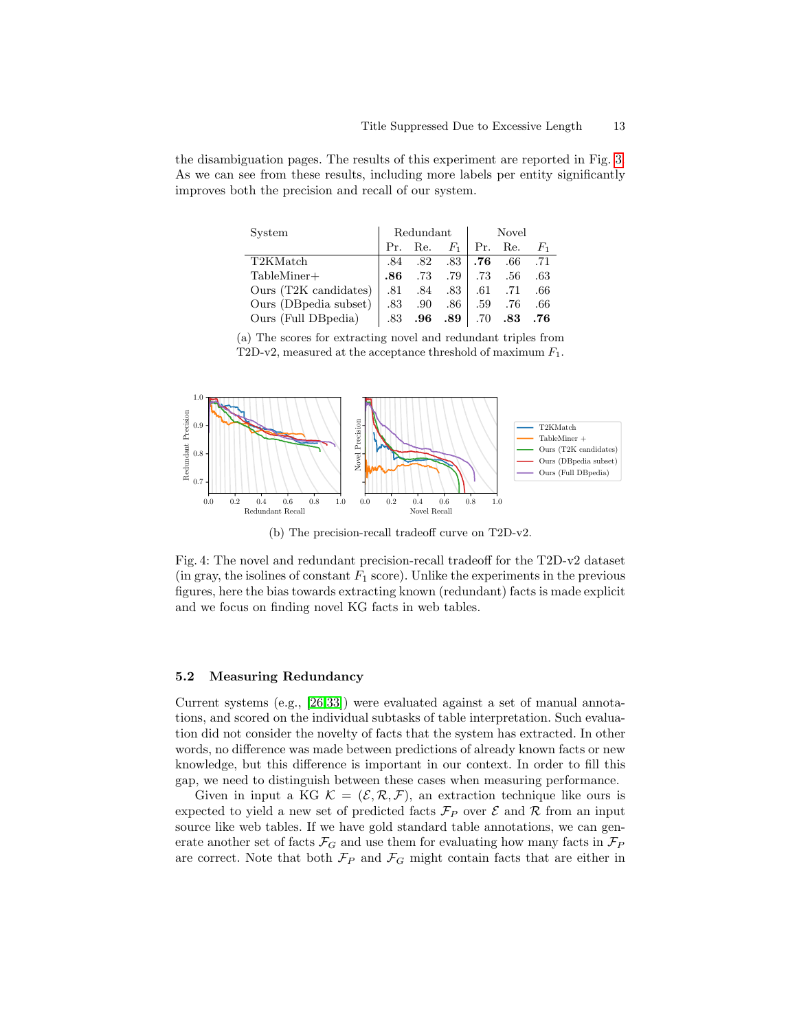the disambiguation pages. The results of this experiment are reported in Fig. 3. As we can see from these results, including more labels per entity significantly improves both the precision and recall of our system.

| System | Redundant | | | Novel | | |
|---|---|---|---|---|---|---|
| | Pr. | Re. | $F_1$ | Pr. | Re. | $F_1$ |
| T2KMatch | .84 | .82 | .83 | **.76** | .66 | .71 |
| TableMiner+ | **.86** | .73 | .79 | .73 | .56 | .63 |
| Ours (T2K candidates) | .81 | .84 | .83 | .61 | .71 | .66 |
| Ours (DBpedia subset) | .83 | .90 | .86 | .59 | .76 | .66 |
| Ours (Full DBpedia) | .83 | **.96** | **.89** | .70 | **.83** | **.76** |

(a) The scores for extracting novel and redundant triples from T2D-v2, measured at the acceptance threshold of maximum $F_1$.

(b) The precision-recall tradeoff curve on T2D-v2.

Fig. 4: The novel and redundant precision-recall tradeoff for the T2D-v2 dataset (in gray, the isolines of constant $F_1$ score). Unlike the experiments in the previous figures, here the bias towards extracting known (redundant) facts is made explicit and we focus on finding novel KG facts in web tables.

### 5.2 Measuring Redundancy

Current systems (e.g., [26,33]) were evaluated against a set of manual annotations, and scored on the individual subtasks of table interpretation. Such evaluation did not consider the novelty of facts that the system has extracted. In other words, no difference was made between predictions of already known facts or new knowledge, but this difference is important in our context. In order to fill this gap, we need to distinguish between these cases when measuring performance.

Given in input a KG $\mathcal{K} = (\mathcal{E}, \mathcal{R}, \mathcal{F})$, an extraction technique like ours is expected to yield a new set of predicted facts $\mathcal{F}_P$ over $\mathcal{E}$ and $\mathcal{R}$ from an input source like web tables. If we have gold standard table annotations, we can generate another set of facts $\mathcal{F}_G$ and use them for evaluating how many facts in $\mathcal{F}_P$ are correct. Note that both $\mathcal{F}_P$ and $\mathcal{F}_G$ might contain facts that are either in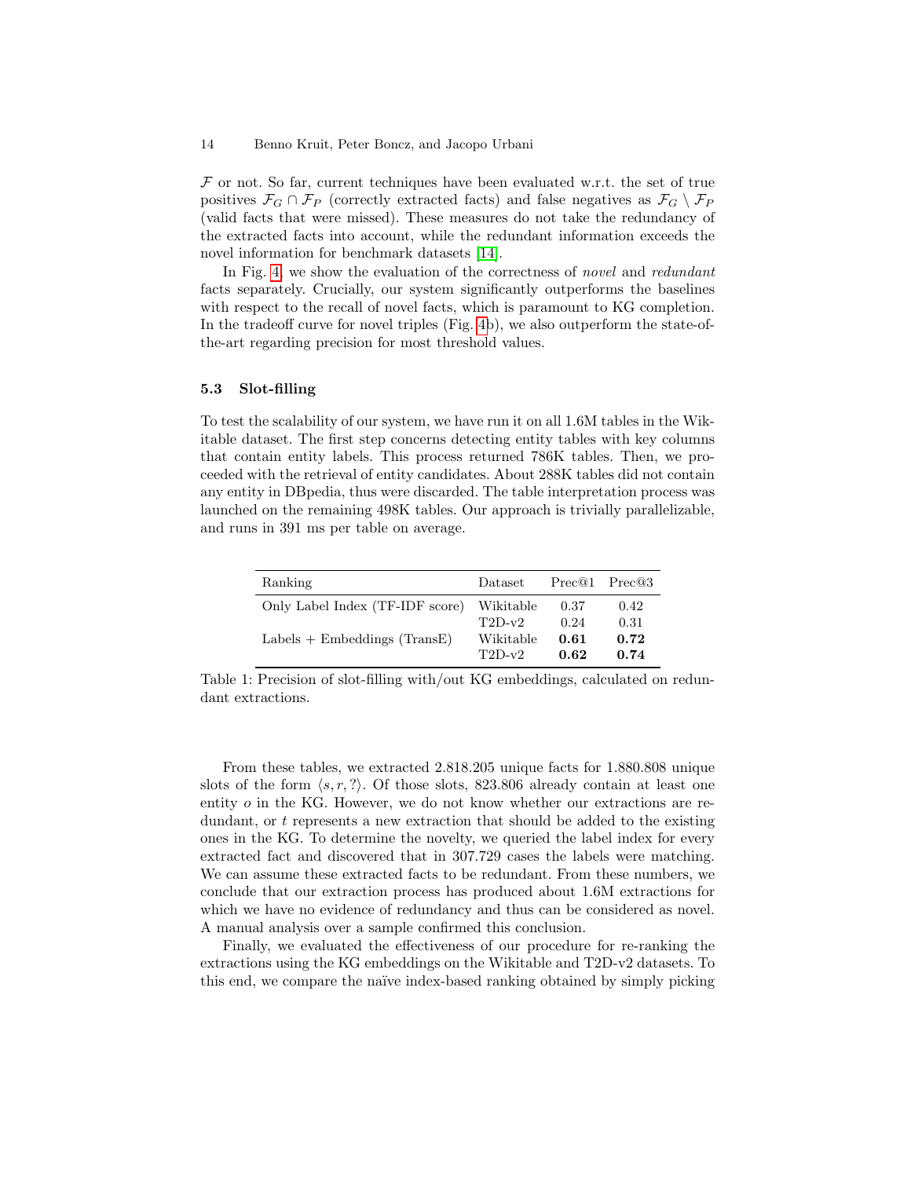$\mathcal{F}$ or not. So far, current techniques have been evaluated w.r.t. the set of true positives $\mathcal{F}_G \cap \mathcal{F}_P$ (correctly extracted facts) and false negatives as $\mathcal{F}_G \setminus \mathcal{F}_P$ (valid facts that were missed). These measures do not take the redundancy of the extracted facts into account, while the redundant information exceeds the novel information for benchmark datasets [14].

In Fig. 4, we show the evaluation of the correctness of *novel* and *redundant* facts separately. Crucially, our system significantly outperforms the baselines with respect to the recall of novel facts, which is paramount to KG completion. In the tradeoff curve for novel triples (Fig. 4b), we also outperform the state-of-the-art regarding precision for most threshold values.

### 5.3 Slot-filling

To test the scalability of our system, we have run it on all 1.6M tables in the Wikitable dataset. The first step concerns detecting entity tables with key columns that contain entity labels. This process returned 786K tables. Then, we proceeded with the retrieval of entity candidates. About 288K tables did not contain any entity in DBpedia, thus were discarded. The table interpretation process was launched on the remaining 498K tables. Our approach is trivially parallelizable, and runs in 391 ms per table on average.

| Ranking | Dataset | Prec@1 | Prec@3 |
|---|---|---|---|
| Only Label Index (TF-IDF score) | Wikitable | 0.37 | 0.42 |
| | T2D-v2 | 0.24 | 0.31 |
| Labels + Embeddings (TransE) | Wikitable | **0.61** | **0.72** |
| | T2D-v2 | **0.62** | **0.74** |

Table 1: Precision of slot-filling with/out KG embeddings, calculated on redundant extractions.

From these tables, we extracted 2.818.205 unique facts for 1.880.808 unique slots of the form $\langle s, r, ?\rangle$. Of those slots, 823.806 already contain at least one entity $o$ in the KG. However, we do not know whether our extractions are redundant, or $t$ represents a new extraction that should be added to the existing ones in the KG. To determine the novelty, we queried the label index for every extracted fact and discovered that in 307.729 cases the labels were matching. We can assume these extracted facts to be redundant. From these numbers, we conclude that our extraction process has produced about 1.6M extractions for which we have no evidence of redundancy and thus can be considered as novel. A manual analysis over a sample confirmed this conclusion.

Finally, we evaluated the effectiveness of our procedure for re-ranking the extractions using the KG embeddings on the Wikitable and T2D-v2 datasets. To this end, we compare the naïve index-based ranking obtained by simply picking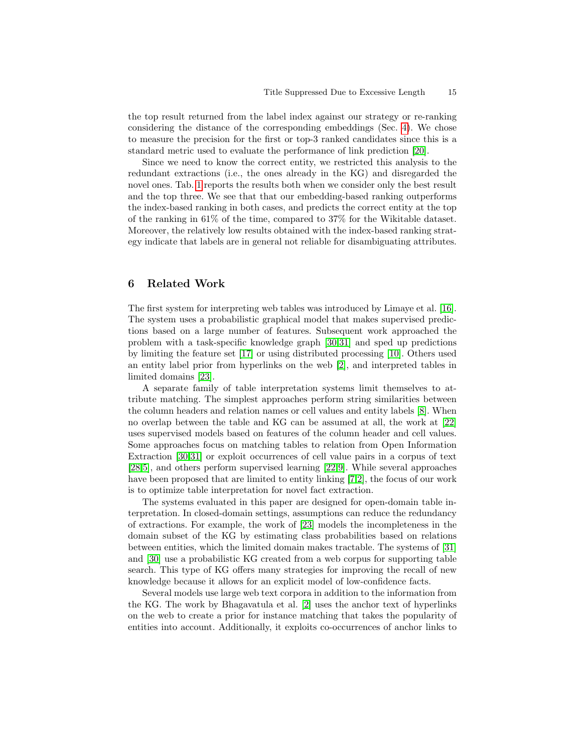the top result returned from the label index against our strategy or re-ranking considering the distance of the corresponding embeddings (Sec. 4). We chose to measure the precision for the first or top-3 ranked candidates since this is a standard metric used to evaluate the performance of link prediction [20].

Since we need to know the correct entity, we restricted this analysis to the redundant extractions (i.e., the ones already in the KG) and disregarded the novel ones. Tab. 1 reports the results both when we consider only the best result and the top three. We see that that our embedding-based ranking outperforms the index-based ranking in both cases, and predicts the correct entity at the top of the ranking in 61% of the time, compared to 37% for the Wikitable dataset. Moreover, the relatively low results obtained with the index-based ranking strategy indicate that labels are in general not reliable for disambiguating attributes.

## 6 Related Work

The first system for interpreting web tables was introduced by Limaye et al. [16]. The system uses a probabilistic graphical model that makes supervised predictions based on a large number of features. Subsequent work approached the problem with a task-specific knowledge graph [30,31] and sped up predictions by limiting the feature set [17] or using distributed processing [10]. Others used an entity label prior from hyperlinks on the web [2], and interpreted tables in limited domains [23].

A separate family of table interpretation systems limit themselves to attribute matching. The simplest approaches perform string similarities between the column headers and relation names or cell values and entity labels [8]. When no overlap between the table and KG can be assumed at all, the work at [22] uses supervised models based on features of the column header and cell values. Some approaches focus on matching tables to relation from Open Information Extraction [30,31] or exploit occurrences of cell value pairs in a corpus of text [28,5], and others perform supervised learning [22,9]. While several approaches have been proposed that are limited to entity linking [7,2], the focus of our work is to optimize table interpretation for novel fact extraction.

The systems evaluated in this paper are designed for open-domain table interpretation. In closed-domain settings, assumptions can reduce the redundancy of extractions. For example, the work of [23] models the incompleteness in the domain subset of the KG by estimating class probabilities based on relations between entities, which the limited domain makes tractable. The systems of [31] and [30] use a probabilistic KG created from a web corpus for supporting table search. This type of KG offers many strategies for improving the recall of new knowledge because it allows for an explicit model of low-confidence facts.

Several models use large web text corpora in addition to the information from the KG. The work by Bhagavatula et al. [2] uses the anchor text of hyperlinks on the web to create a prior for instance matching that takes the popularity of entities into account. Additionally, it exploits co-occurrences of anchor links to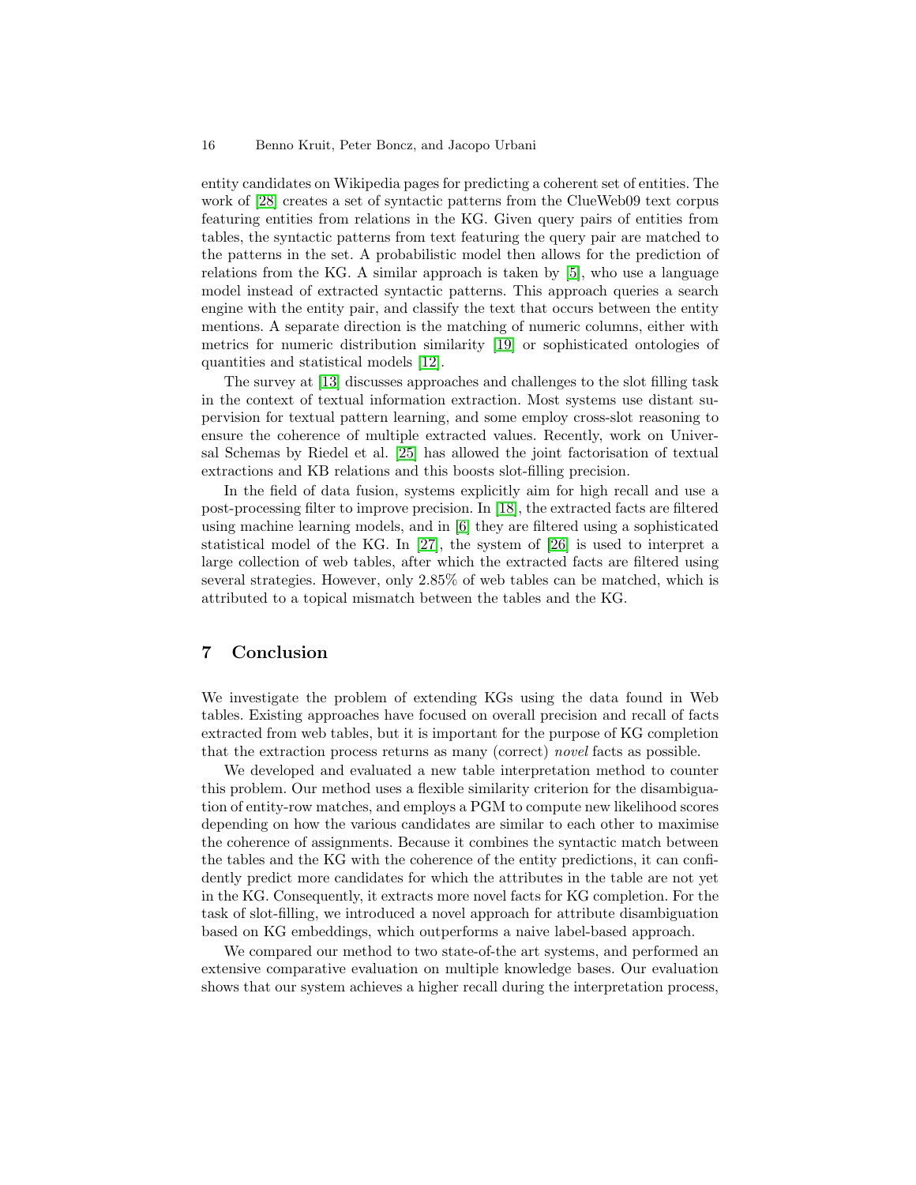entity candidates on Wikipedia pages for predicting a coherent set of entities. The work of [28] creates a set of syntactic patterns from the ClueWeb09 text corpus featuring entities from relations in the KG. Given query pairs of entities from tables, the syntactic patterns from text featuring the query pair are matched to the patterns in the set. A probabilistic model then allows for the prediction of relations from the KG. A similar approach is taken by [5], who use a language model instead of extracted syntactic patterns. This approach queries a search engine with the entity pair, and classify the text that occurs between the entity mentions. A separate direction is the matching of numeric columns, either with metrics for numeric distribution similarity [19] or sophisticated ontologies of quantities and statistical models [12].

The survey at [13] discusses approaches and challenges to the slot filling task in the context of textual information extraction. Most systems use distant supervision for textual pattern learning, and some employ cross-slot reasoning to ensure the coherence of multiple extracted values. Recently, work on Universal Schemas by Riedel et al. [25] has allowed the joint factorisation of textual extractions and KB relations and this boosts slot-filling precision.

In the field of data fusion, systems explicitly aim for high recall and use a post-processing filter to improve precision. In [18], the extracted facts are filtered using machine learning models, and in [6] they are filtered using a sophisticated statistical model of the KG. In [27], the system of [26] is used to interpret a large collection of web tables, after which the extracted facts are filtered using several strategies. However, only 2.85% of web tables can be matched, which is attributed to a topical mismatch between the tables and the KG.

## 7 Conclusion

We investigate the problem of extending KGs using the data found in Web tables. Existing approaches have focused on overall precision and recall of facts extracted from web tables, but it is important for the purpose of KG completion that the extraction process returns as many (correct) *novel* facts as possible.

We developed and evaluated a new table interpretation method to counter this problem. Our method uses a flexible similarity criterion for the disambiguation of entity-row matches, and employs a PGM to compute new likelihood scores depending on how the various candidates are similar to each other to maximise the coherence of assignments. Because it combines the syntactic match between the tables and the KG with the coherence of the entity predictions, it can confidently predict more candidates for which the attributes in the table are not yet in the KG. Consequently, it extracts more novel facts for KG completion. For the task of slot-filling, we introduced a novel approach for attribute disambiguation based on KG embeddings, which outperforms a naive label-based approach.

We compared our method to two state-of-the art systems, and performed an extensive comparative evaluation on multiple knowledge bases. Our evaluation shows that our system achieves a higher recall during the interpretation process,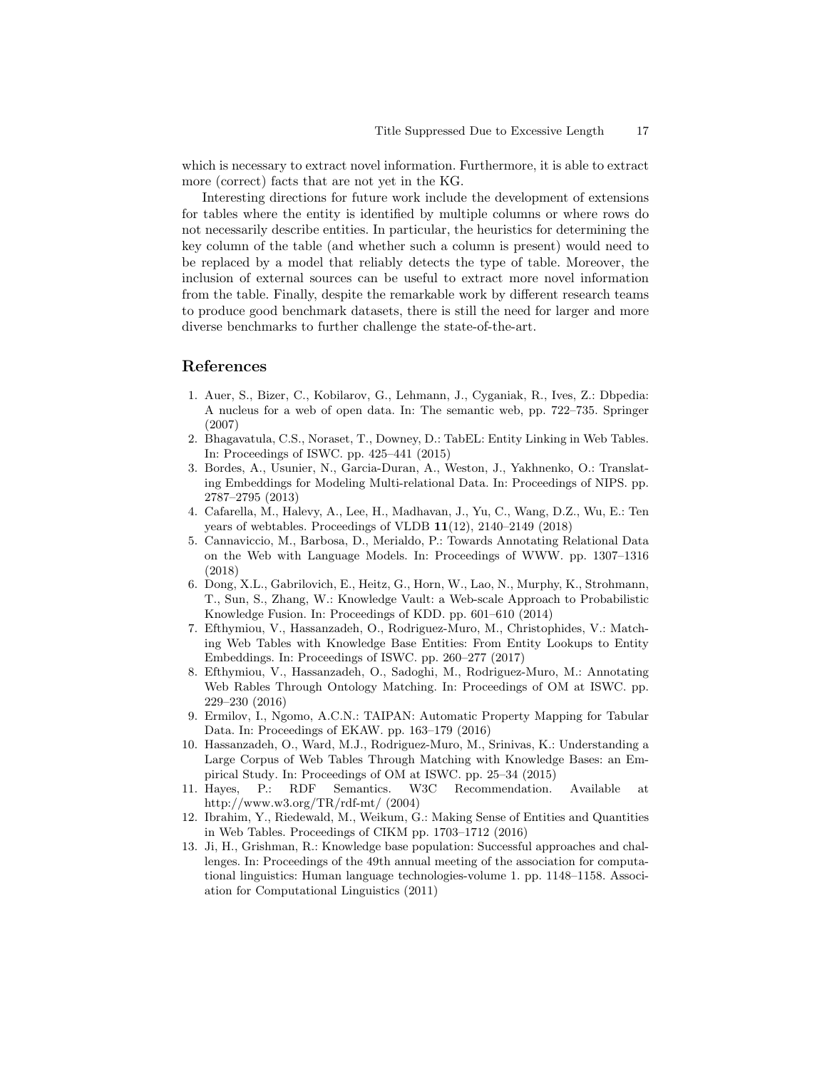which is necessary to extract novel information. Furthermore, it is able to extract more (correct) facts that are not yet in the KG.

Interesting directions for future work include the development of extensions for tables where the entity is identified by multiple columns or where rows do not necessarily describe entities. In particular, the heuristics for determining the key column of the table (and whether such a column is present) would need to be replaced by a model that reliably detects the type of table. Moreover, the inclusion of external sources can be useful to extract more novel information from the table. Finally, despite the remarkable work by different research teams to produce good benchmark datasets, there is still the need for larger and more diverse benchmarks to further challenge the state-of-the-art.

## References

1. Auer, S., Bizer, C., Kobilarov, G., Lehmann, J., Cyganiak, R., Ives, Z.: Dbpedia: A nucleus for a web of open data. In: The semantic web, pp. 722–735. Springer (2007)
2. Bhagavatula, C.S., Noraset, T., Downey, D.: TabEL: Entity Linking in Web Tables. In: Proceedings of ISWC. pp. 425–441 (2015)
3. Bordes, A., Usunier, N., Garcia-Duran, A., Weston, J., Yakhnenko, O.: Translating Embeddings for Modeling Multi-relational Data. In: Proceedings of NIPS. pp. 2787–2795 (2013)
4. Cafarella, M., Halevy, A., Lee, H., Madhavan, J., Yu, C., Wang, D.Z., Wu, E.: Ten years of webtables. Proceedings of VLDB **11**(12), 2140–2149 (2018)
5. Cannaviccio, M., Barbosa, D., Merialdo, P.: Towards Annotating Relational Data on the Web with Language Models. In: Proceedings of WWW. pp. 1307–1316 (2018)
6. Dong, X.L., Gabrilovich, E., Heitz, G., Horn, W., Lao, N., Murphy, K., Strohmann, T., Sun, S., Zhang, W.: Knowledge Vault: a Web-scale Approach to Probabilistic Knowledge Fusion. In: Proceedings of KDD. pp. 601–610 (2014)
7. Efthymiou, V., Hassanzadeh, O., Rodriguez-Muro, M., Christophides, V.: Matching Web Tables with Knowledge Base Entities: From Entity Lookups to Entity Embeddings. In: Proceedings of ISWC. pp. 260–277 (2017)
8. Efthymiou, V., Hassanzadeh, O., Sadoghi, M., Rodriguez-Muro, M.: Annotating Web Rables Through Ontology Matching. In: Proceedings of OM at ISWC. pp. 229–230 (2016)
9. Ermilov, I., Ngomo, A.C.N.: TAIPAN: Automatic Property Mapping for Tabular Data. In: Proceedings of EKAW. pp. 163–179 (2016)
10. Hassanzadeh, O., Ward, M.J., Rodriguez-Muro, M., Srinivas, K.: Understanding a Large Corpus of Web Tables Through Matching with Knowledge Bases: an Empirical Study. In: Proceedings of OM at ISWC. pp. 25–34 (2015)
11. Hayes, P.: RDF Semantics. W3C Recommendation. Available at http://www.w3.org/TR/rdf-mt/ (2004)
12. Ibrahim, Y., Riedewald, M., Weikum, G.: Making Sense of Entities and Quantities in Web Tables. Proceedings of CIKM pp. 1703–1712 (2016)
13. Ji, H., Grishman, R.: Knowledge base population: Successful approaches and challenges. In: Proceedings of the 49th annual meeting of the association for computational linguistics: Human language technologies-volume 1. pp. 1148–1158. Association for Computational Linguistics (2011)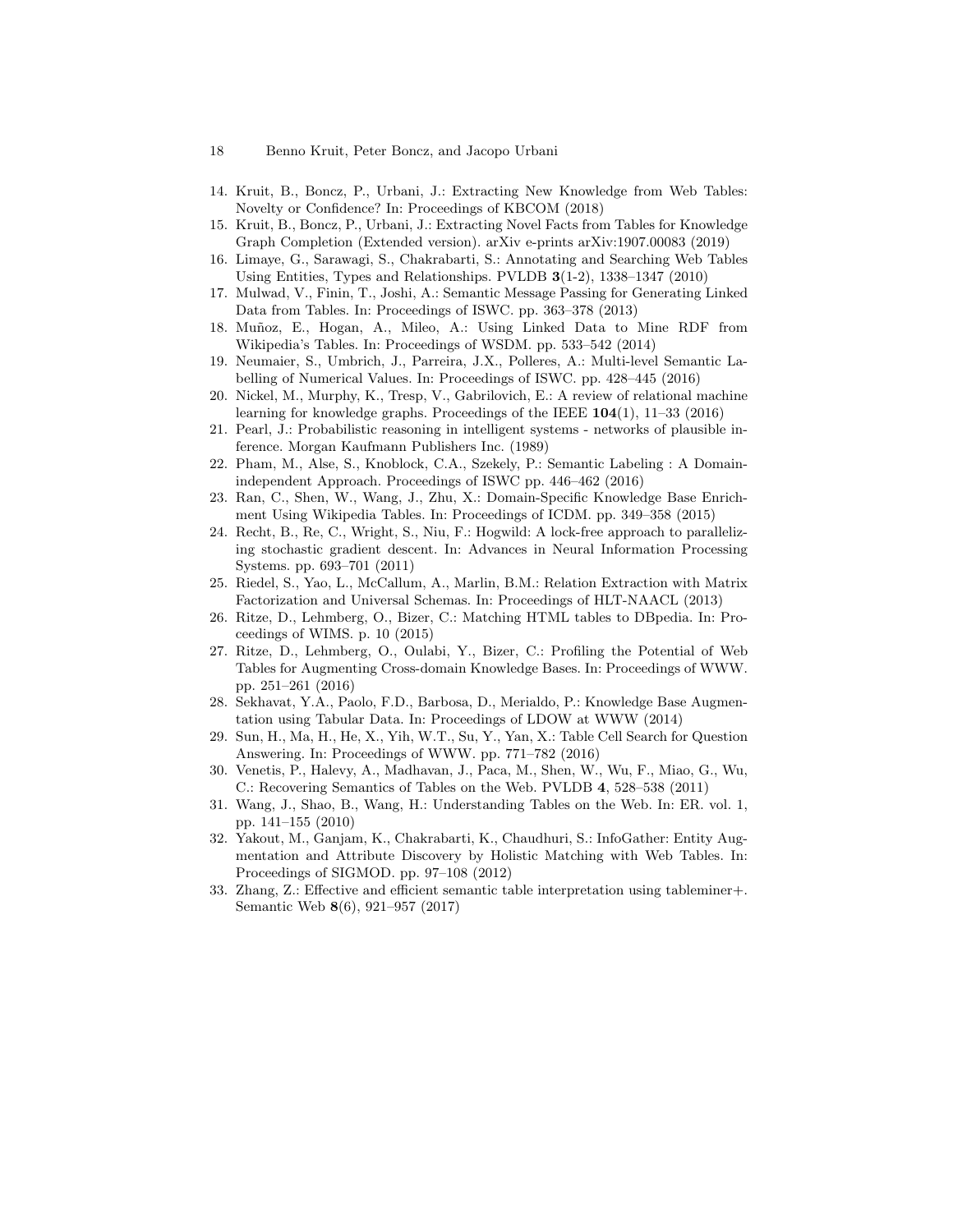14. Kruit, B., Boncz, P., Urbani, J.: Extracting New Knowledge from Web Tables: Novelty or Confidence? In: Proceedings of KBCOM (2018)
15. Kruit, B., Boncz, P., Urbani, J.: Extracting Novel Facts from Tables for Knowledge Graph Completion (Extended version). arXiv e-prints arXiv:1907.00083 (2019)
16. Limaye, G., Sarawagi, S., Chakrabarti, S.: Annotating and Searching Web Tables Using Entities, Types and Relationships. PVLDB **3**(1-2), 1338–1347 (2010)
17. Mulwad, V., Finin, T., Joshi, A.: Semantic Message Passing for Generating Linked Data from Tables. In: Proceedings of ISWC. pp. 363–378 (2013)
18. Muñoz, E., Hogan, A., Mileo, A.: Using Linked Data to Mine RDF from Wikipedia's Tables. In: Proceedings of WSDM. pp. 533–542 (2014)
19. Neumaier, S., Umbrich, J., Parreira, J.X., Polleres, A.: Multi-level Semantic Labelling of Numerical Values. In: Proceedings of ISWC. pp. 428–445 (2016)
20. Nickel, M., Murphy, K., Tresp, V., Gabrilovich, E.: A review of relational machine learning for knowledge graphs. Proceedings of the IEEE **104**(1), 11–33 (2016)
21. Pearl, J.: Probabilistic reasoning in intelligent systems - networks of plausible inference. Morgan Kaufmann Publishers Inc. (1989)
22. Pham, M., Alse, S., Knoblock, C.A., Szekely, P.: Semantic Labeling : A Domain-independent Approach. Proceedings of ISWC pp. 446–462 (2016)
23. Ran, C., Shen, W., Wang, J., Zhu, X.: Domain-Specific Knowledge Base Enrichment Using Wikipedia Tables. In: Proceedings of ICDM. pp. 349–358 (2015)
24. Recht, B., Re, C., Wright, S., Niu, F.: Hogwild: A lock-free approach to parallelizing stochastic gradient descent. In: Advances in Neural Information Processing Systems. pp. 693–701 (2011)
25. Riedel, S., Yao, L., McCallum, A., Marlin, B.M.: Relation Extraction with Matrix Factorization and Universal Schemas. In: Proceedings of HLT-NAACL (2013)
26. Ritze, D., Lehmberg, O., Bizer, C.: Matching HTML tables to DBpedia. In: Proceedings of WIMS. p. 10 (2015)
27. Ritze, D., Lehmberg, O., Oulabi, Y., Bizer, C.: Profiling the Potential of Web Tables for Augmenting Cross-domain Knowledge Bases. In: Proceedings of WWW. pp. 251–261 (2016)
28. Sekhavat, Y.A., Paolo, F.D., Barbosa, D., Merialdo, P.: Knowledge Base Augmentation using Tabular Data. In: Proceedings of LDOW at WWW (2014)
29. Sun, H., Ma, H., He, X., Yih, W.T., Su, Y., Yan, X.: Table Cell Search for Question Answering. In: Proceedings of WWW. pp. 771–782 (2016)
30. Venetis, P., Halevy, A., Madhavan, J., Paca, M., Shen, W., Wu, F., Miao, G., Wu, C.: Recovering Semantics of Tables on the Web. PVLDB **4**, 528–538 (2011)
31. Wang, J., Shao, B., Wang, H.: Understanding Tables on the Web. In: ER. vol. 1, pp. 141–155 (2010)
32. Yakout, M., Ganjam, K., Chakrabarti, K., Chaudhuri, S.: InfoGather: Entity Augmentation and Attribute Discovery by Holistic Matching with Web Tables. In: Proceedings of SIGMOD. pp. 97–108 (2012)
33. Zhang, Z.: Effective and efficient semantic table interpretation using tableminer+. Semantic Web **8**(6), 921–957 (2017)